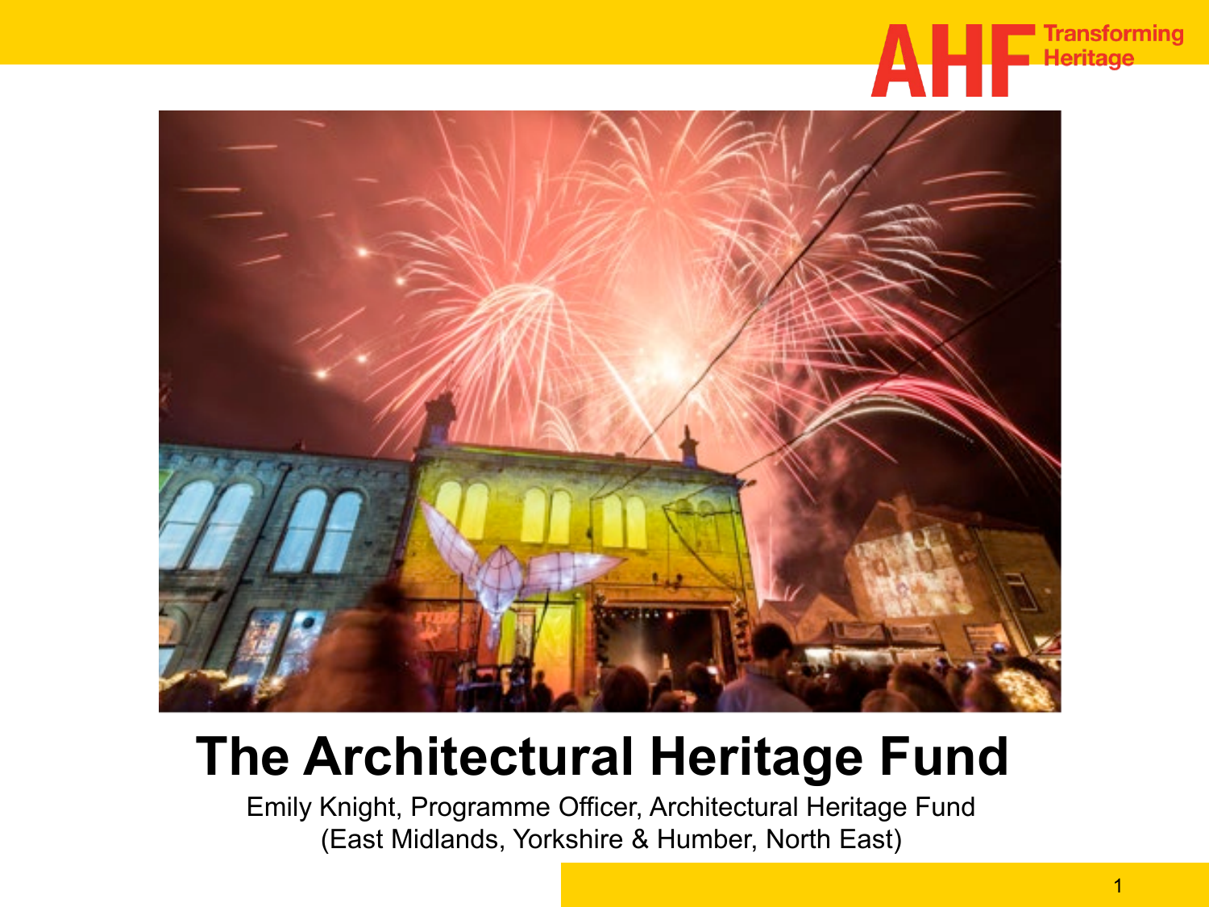AHF Transforming Heritage

# The Architectural Heritage Fund

Emily Knight, Programme Officer, Architectural Heritage Fund
(East Midlands, Yorkshire & Humber, North East)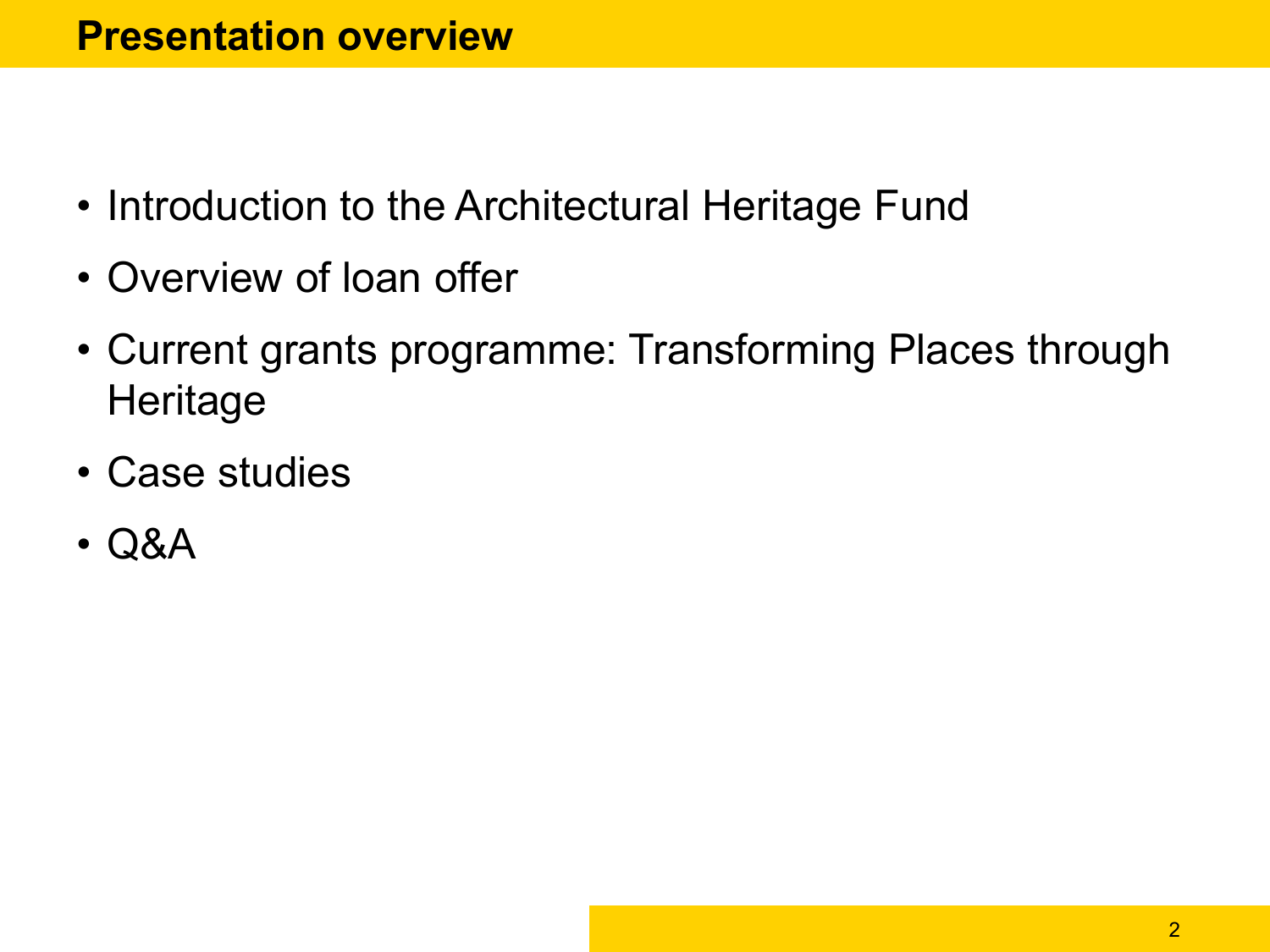# Presentation overview

- Introduction to the Architectural Heritage Fund
- Overview of loan offer
- Current grants programme: Transforming Places through Heritage
- Case studies
- Q&A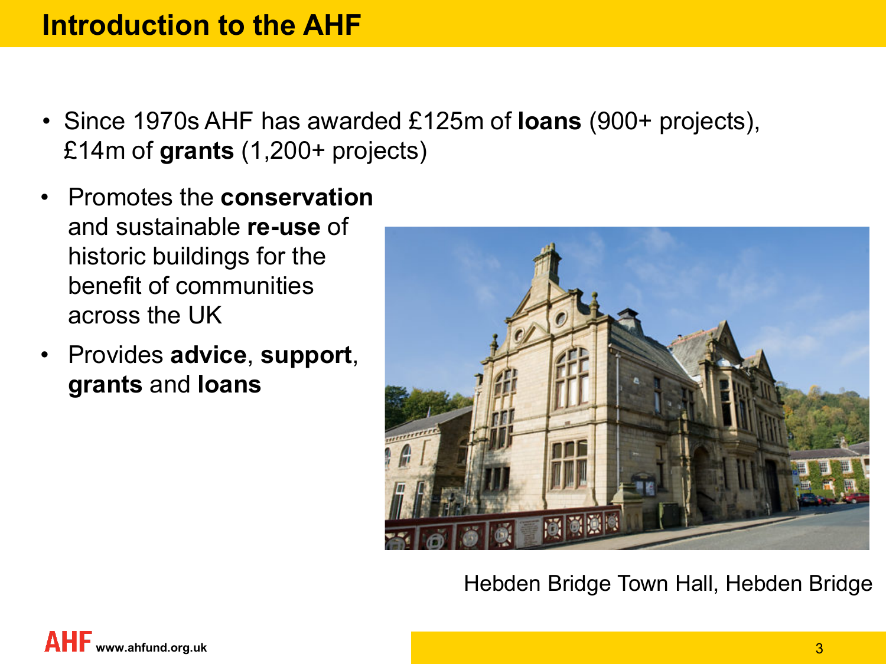# Introduction to the AHF

- Since 1970s AHF has awarded £125m of **loans** (900+ projects), £14m of **grants** (1,200+ projects)
- Promotes the **conservation** and sustainable **re-use** of historic buildings for the benefit of communities across the UK
- Provides **advice**, **support**, **grants** and **loans**

Hebden Bridge Town Hall, Hebden Bridge

AHF www.ahfund.org.uk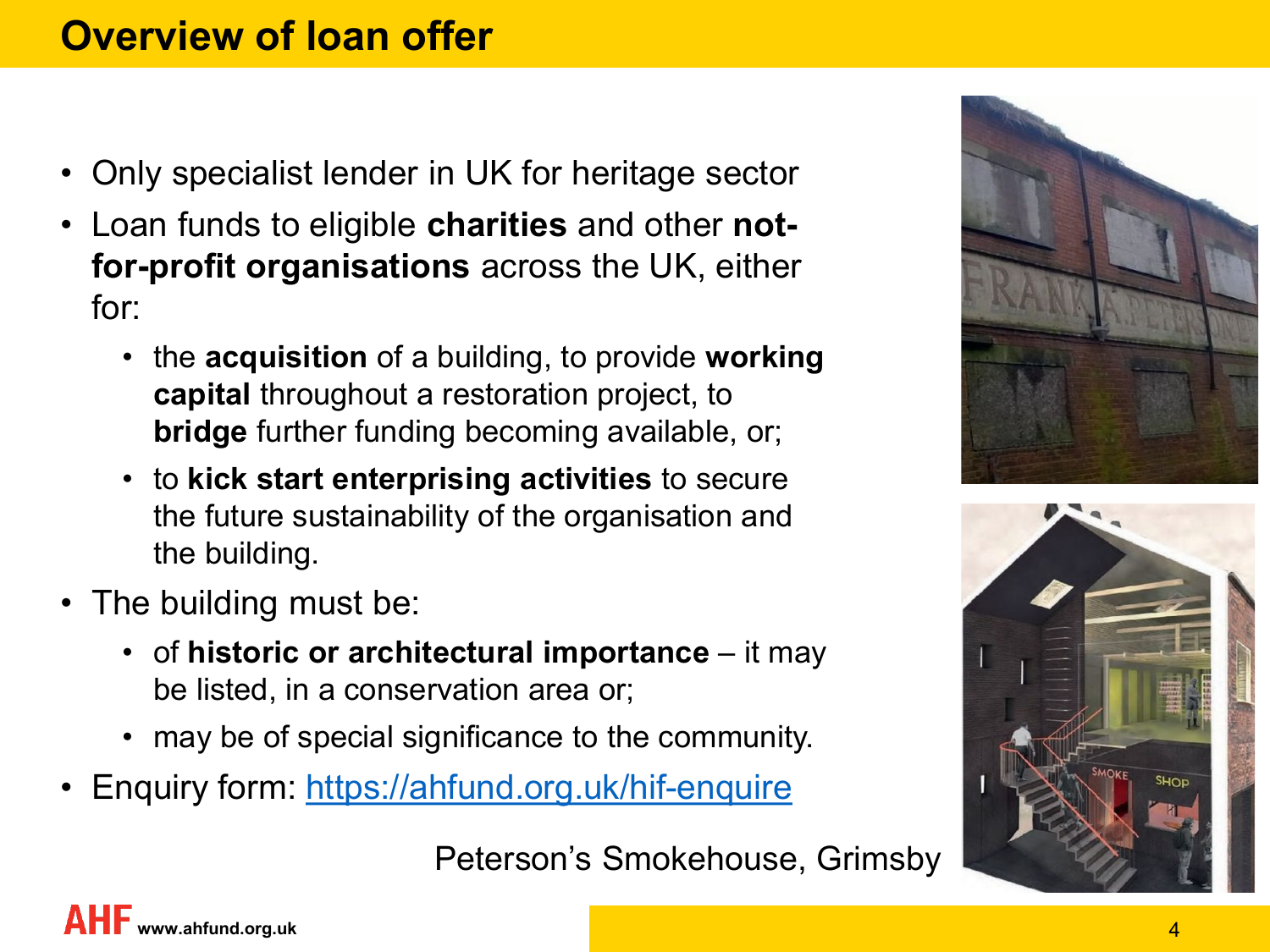# Overview of loan offer

- Only specialist lender in UK for heritage sector
- Loan funds to eligible **charities** and other **not-for-profit organisations** across the UK, either for:
  - the **acquisition** of a building, to provide **working capital** throughout a restoration project, to **bridge** further funding becoming available, or;
  - to **kick start enterprising activities** to secure the future sustainability of the organisation and the building.
- The building must be:
  - of **historic or architectural importance** – it may be listed, in a conservation area or;
  - may be of special significance to the community.
- Enquiry form: [https://ahfund.org.uk/hif-enquire](https://ahfund.org.uk/hif-enquire)

Peterson's Smokehouse, Grimsby

AHF www.ahfund.org.uk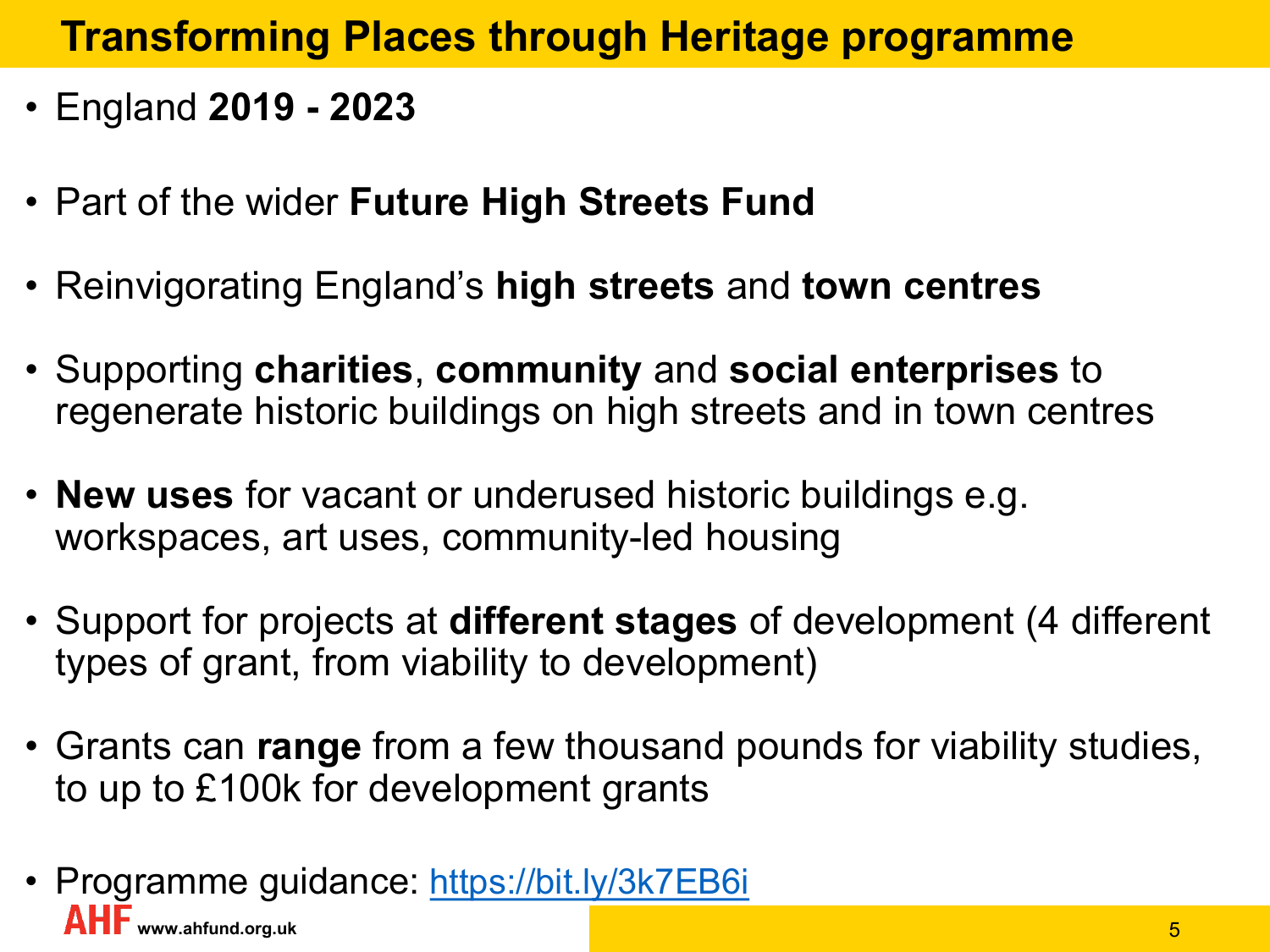# Transforming Places through Heritage programme

- England **2019 - 2023**
- Part of the wider **Future High Streets Fund**
- Reinvigorating England's **high streets** and **town centres**
- Supporting **charities**, **community** and **social enterprises** to regenerate historic buildings on high streets and in town centres
- **New uses** for vacant or underused historic buildings e.g. workspaces, art uses, community-led housing
- Support for projects at **different stages** of development (4 different types of grant, from viability to development)
- Grants can **range** from a few thousand pounds for viability studies, to up to £100k for development grants
- Programme guidance: [https://bit.ly/3k7EB6i](https://bit.ly/3k7EB6i)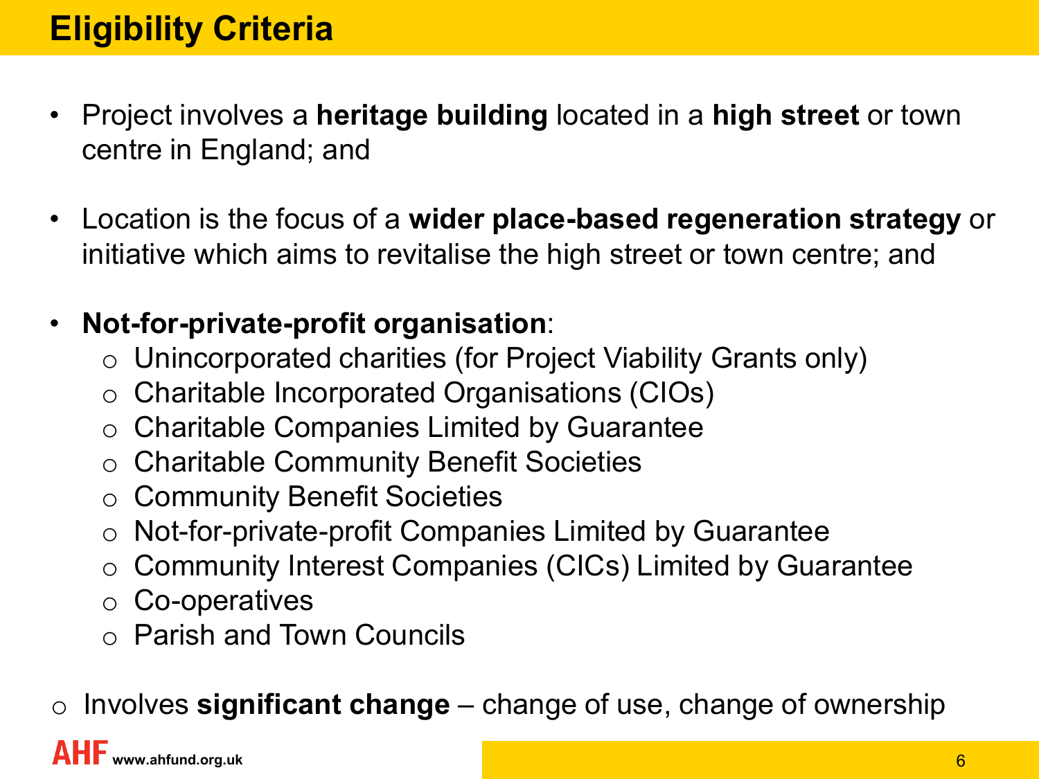# Eligibility Criteria

- Project involves a **heritage building** located in a **high street** or town centre in England; and
- Location is the focus of a **wider place-based regeneration strategy** or initiative which aims to revitalise the high street or town centre; and
- **Not-for-private-profit organisation**:
  - Unincorporated charities (for Project Viability Grants only)
  - Charitable Incorporated Organisations (CIOs)
  - Charitable Companies Limited by Guarantee
  - Charitable Community Benefit Societies
  - Community Benefit Societies
  - Not-for-private-profit Companies Limited by Guarantee
  - Community Interest Companies (CICs) Limited by Guarantee
  - Co-operatives
  - Parish and Town Councils

- Involves **significant change** – change of use, change of ownership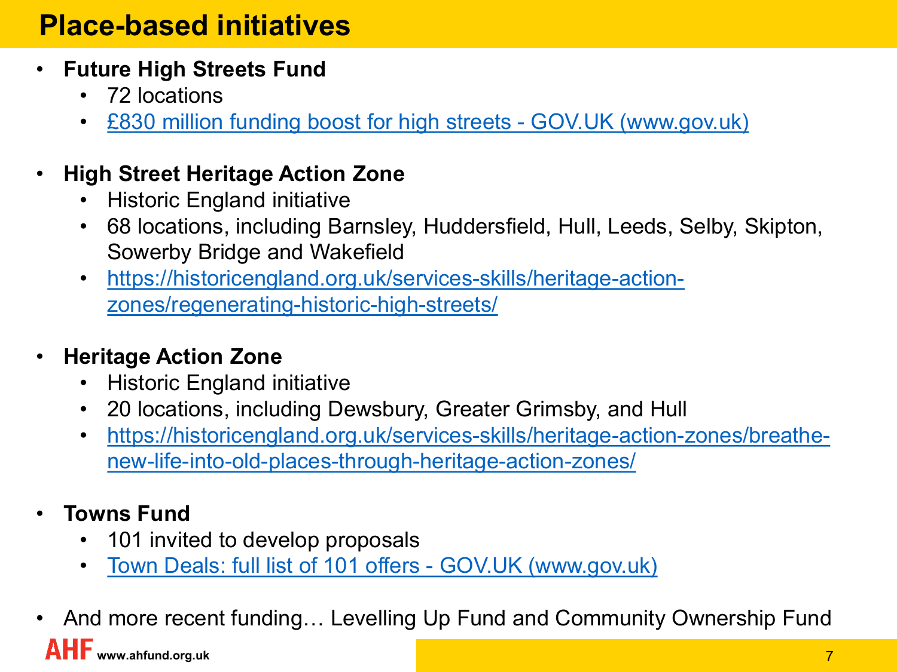# Place-based initiatives

- **Future High Streets Fund**
  - 72 locations
  - £830 million funding boost for high streets - GOV.UK (www.gov.uk)

- **High Street Heritage Action Zone**
  - Historic England initiative
  - 68 locations, including Barnsley, Huddersfield, Hull, Leeds, Selby, Skipton, Sowerby Bridge and Wakefield
  - https://historicengland.org.uk/services-skills/heritage-action-zones/regenerating-historic-high-streets/

- **Heritage Action Zone**
  - Historic England initiative
  - 20 locations, including Dewsbury, Greater Grimsby, and Hull
  - https://historicengland.org.uk/services-skills/heritage-action-zones/breathe-new-life-into-old-places-through-heritage-action-zones/

- **Towns Fund**
  - 101 invited to develop proposals
  - Town Deals: full list of 101 offers - GOV.UK (www.gov.uk)

- And more recent funding… Levelling Up Fund and Community Ownership Fund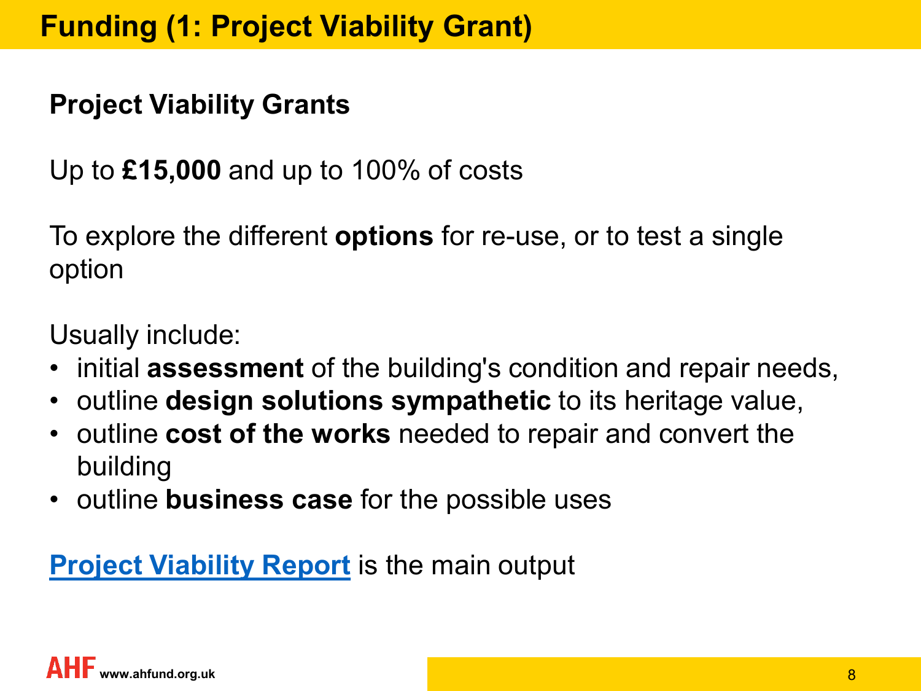# Funding (1: Project Viability Grant)

## Project Viability Grants

Up to **£15,000** and up to 100% of costs

To explore the different **options** for re-use, or to test a single option

Usually include:

- initial **assessment** of the building's condition and repair needs,
- outline **design solutions sympathetic** to its heritage value,
- outline **cost of the works** needed to repair and convert the building
- outline **business case** for the possible uses

**Project Viability Report** is the main output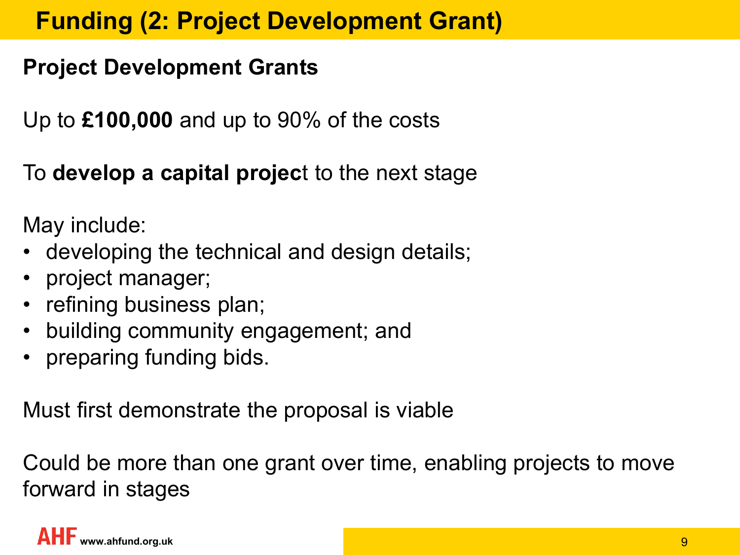# Funding (2: Project Development Grant)

**Project Development Grants**

Up to **£100,000** and up to 90% of the costs

To **develop a capital project** to the next stage

May include:

- developing the technical and design details;
- project manager;
- refining business plan;
- building community engagement; and
- preparing funding bids.

Must first demonstrate the proposal is viable

Could be more than one grant over time, enabling projects to move forward in stages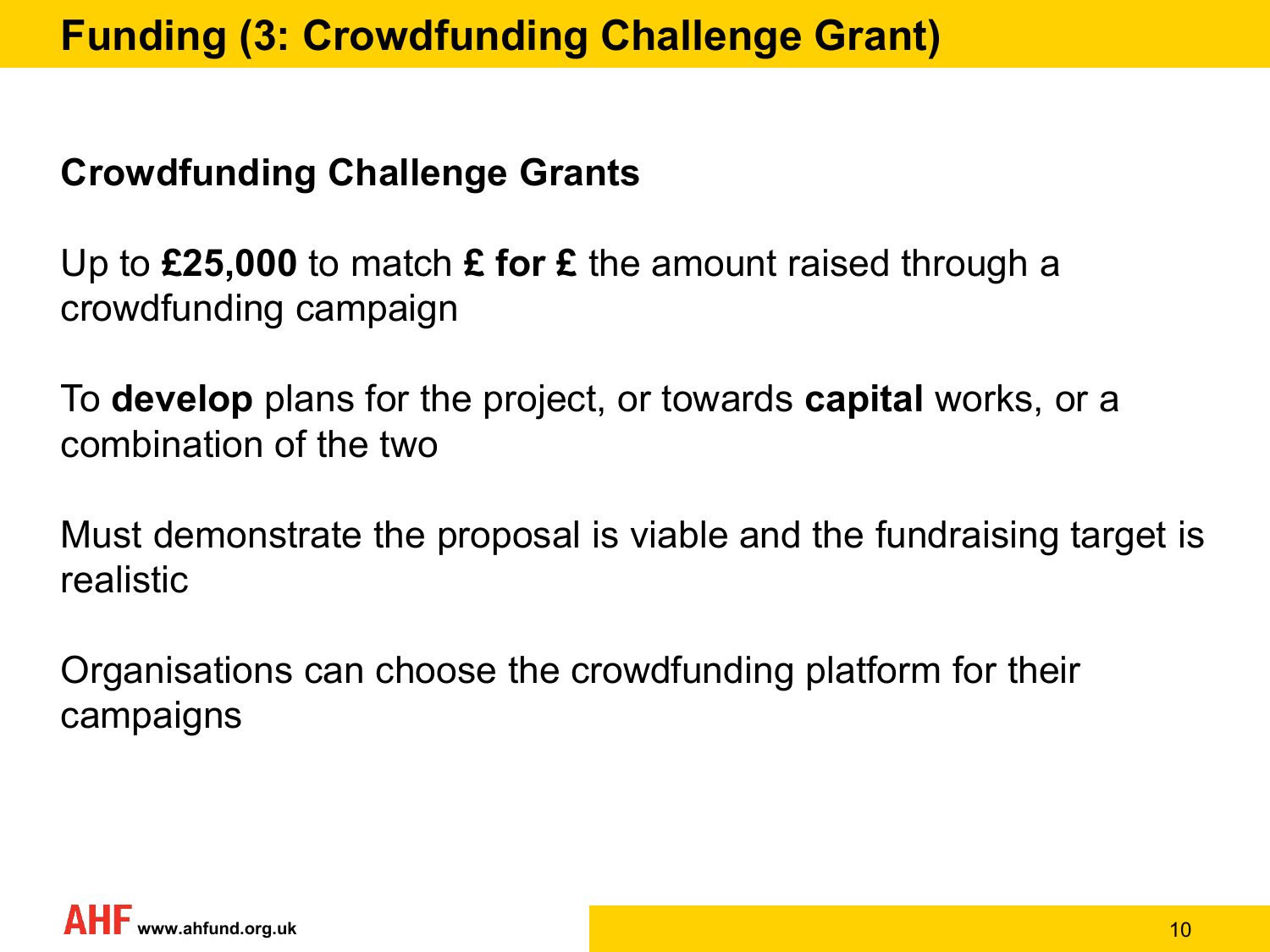# Funding (3: Crowdfunding Challenge Grant)

**Crowdfunding Challenge Grants**

Up to **£25,000** to match **£ for £** the amount raised through a crowdfunding campaign

To **develop** plans for the project, or towards **capital** works, or a combination of the two

Must demonstrate the proposal is viable and the fundraising target is realistic

Organisations can choose the crowdfunding platform for their campaigns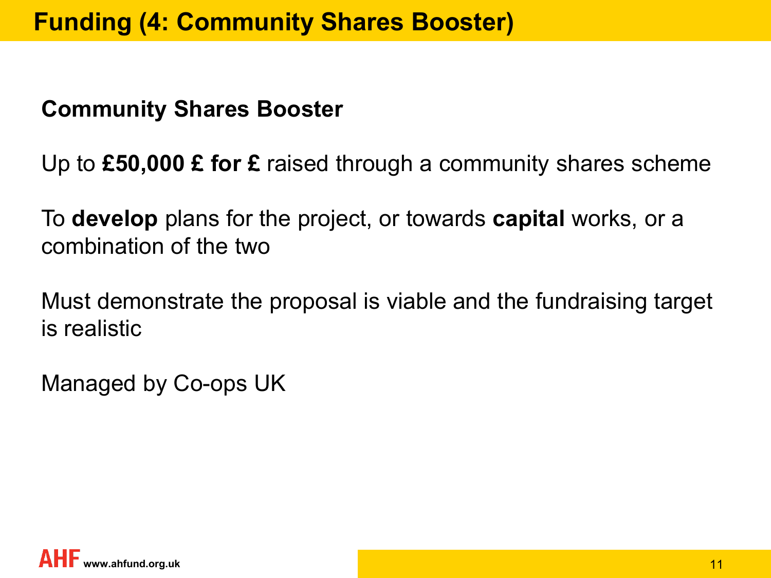# Funding (4: Community Shares Booster)

**Community Shares Booster**

Up to **£50,000 £ for £** raised through a community shares scheme

To **develop** plans for the project, or towards **capital** works, or a combination of the two

Must demonstrate the proposal is viable and the fundraising target is realistic

Managed by Co-ops UK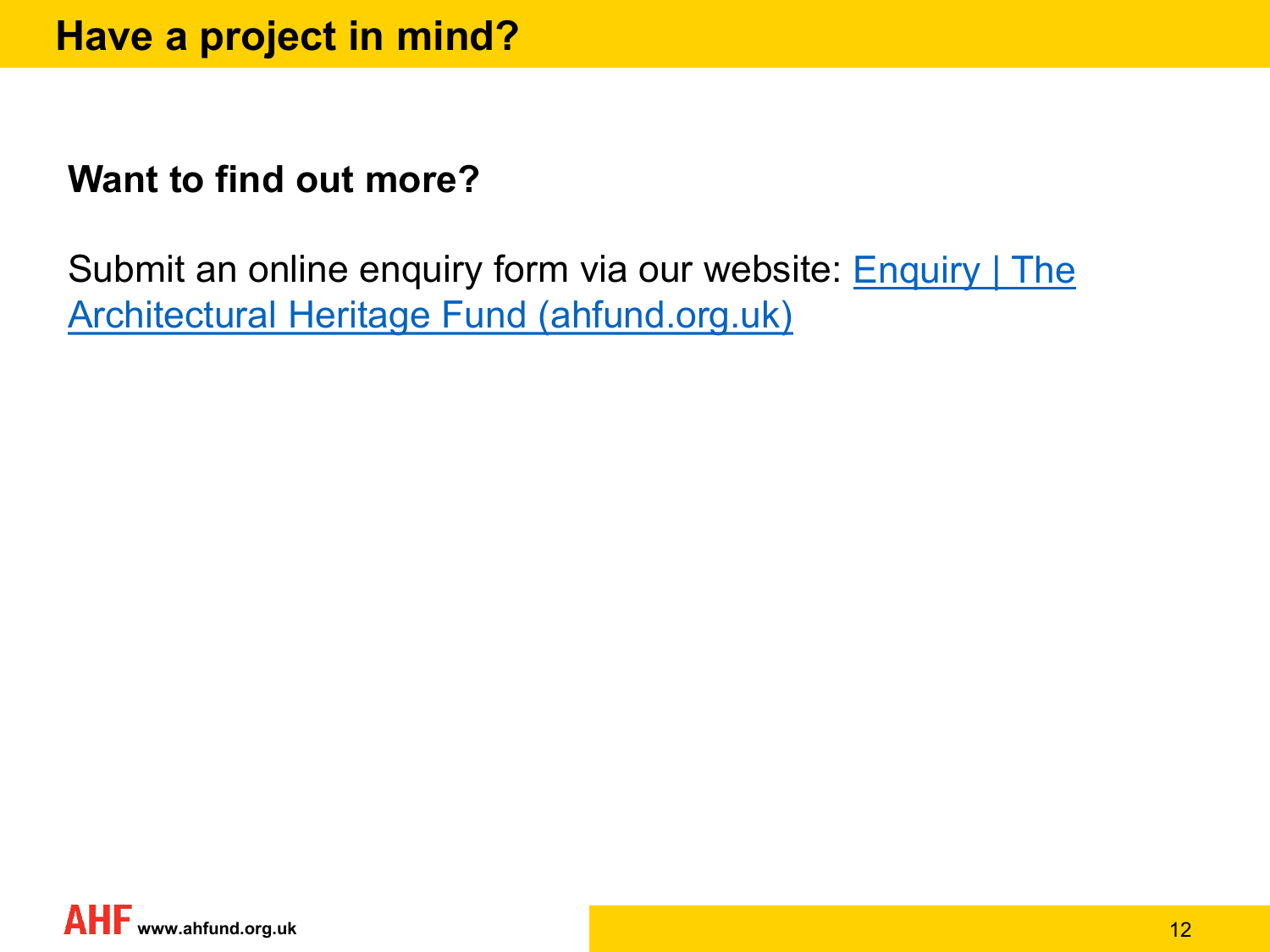# Have a project in mind?

**Want to find out more?**

Submit an online enquiry form via our website: Enquiry | The Architectural Heritage Fund (ahfund.org.uk)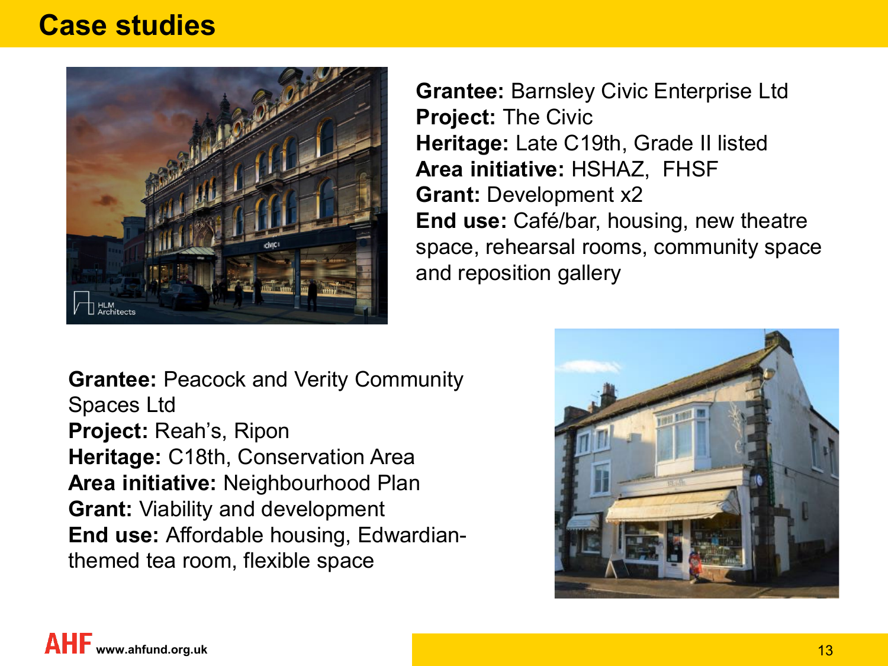# Case studies

**Grantee:** Barnsley Civic Enterprise Ltd
**Project:** The Civic
**Heritage:** Late C19th, Grade II listed
**Area initiative:** HSHAZ, FHSF
**Grant:** Development x2
**End use:** Café/bar, housing, new theatre space, rehearsal rooms, community space and reposition gallery

**Grantee:** Peacock and Verity Community Spaces Ltd
**Project:** Reah's, Ripon
**Heritage:** C18th, Conservation Area
**Area initiative:** Neighbourhood Plan
**Grant:** Viability and development
**End use:** Affordable housing, Edwardian-themed tea room, flexible space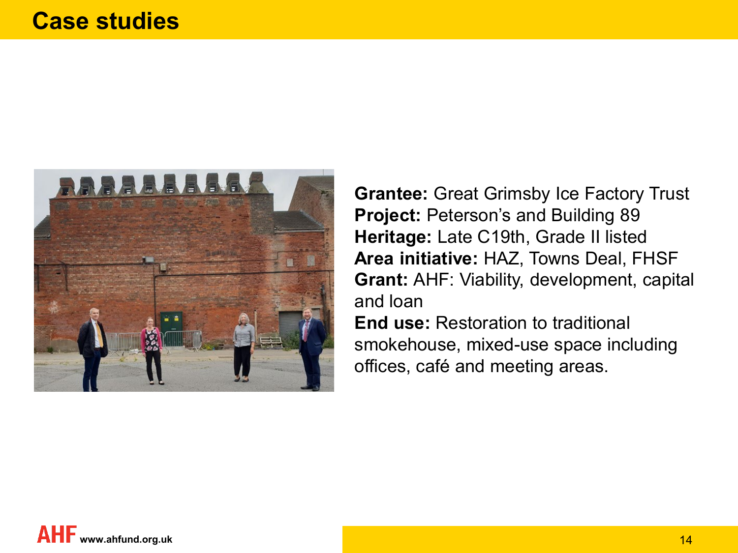# Case studies

**Grantee:** Great Grimsby Ice Factory Trust
**Project:** Peterson's and Building 89
**Heritage:** Late C19th, Grade II listed
**Area initiative:** HAZ, Towns Deal, FHSF
**Grant:** AHF: Viability, development, capital and loan
**End use:** Restoration to traditional smokehouse, mixed-use space including offices, café and meeting areas.

AHF www.ahfund.org.uk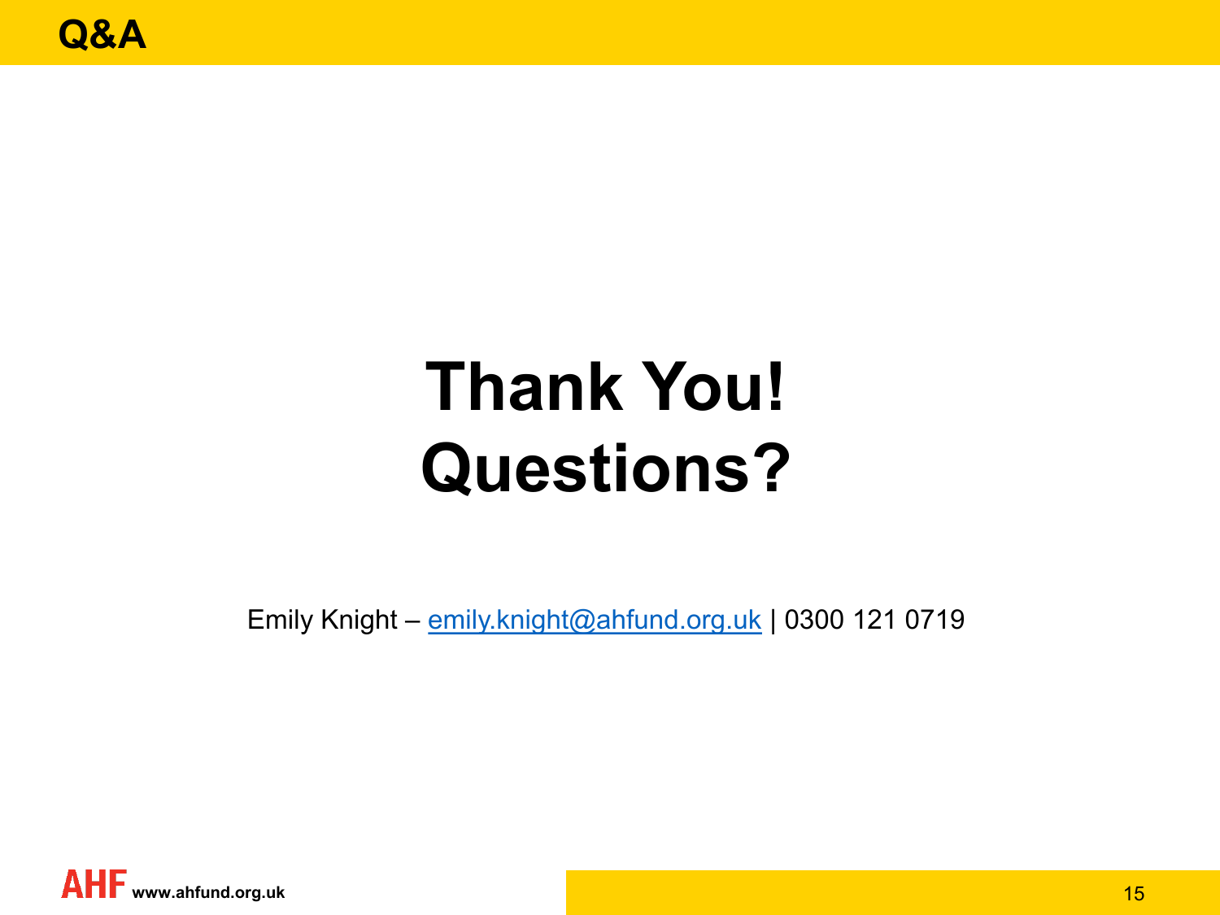# Q&A

## Thank You!
## Questions?

Emily Knight – emily.knight@ahfund.org.uk | 0300 121 0719

AHF www.ahfund.org.uk